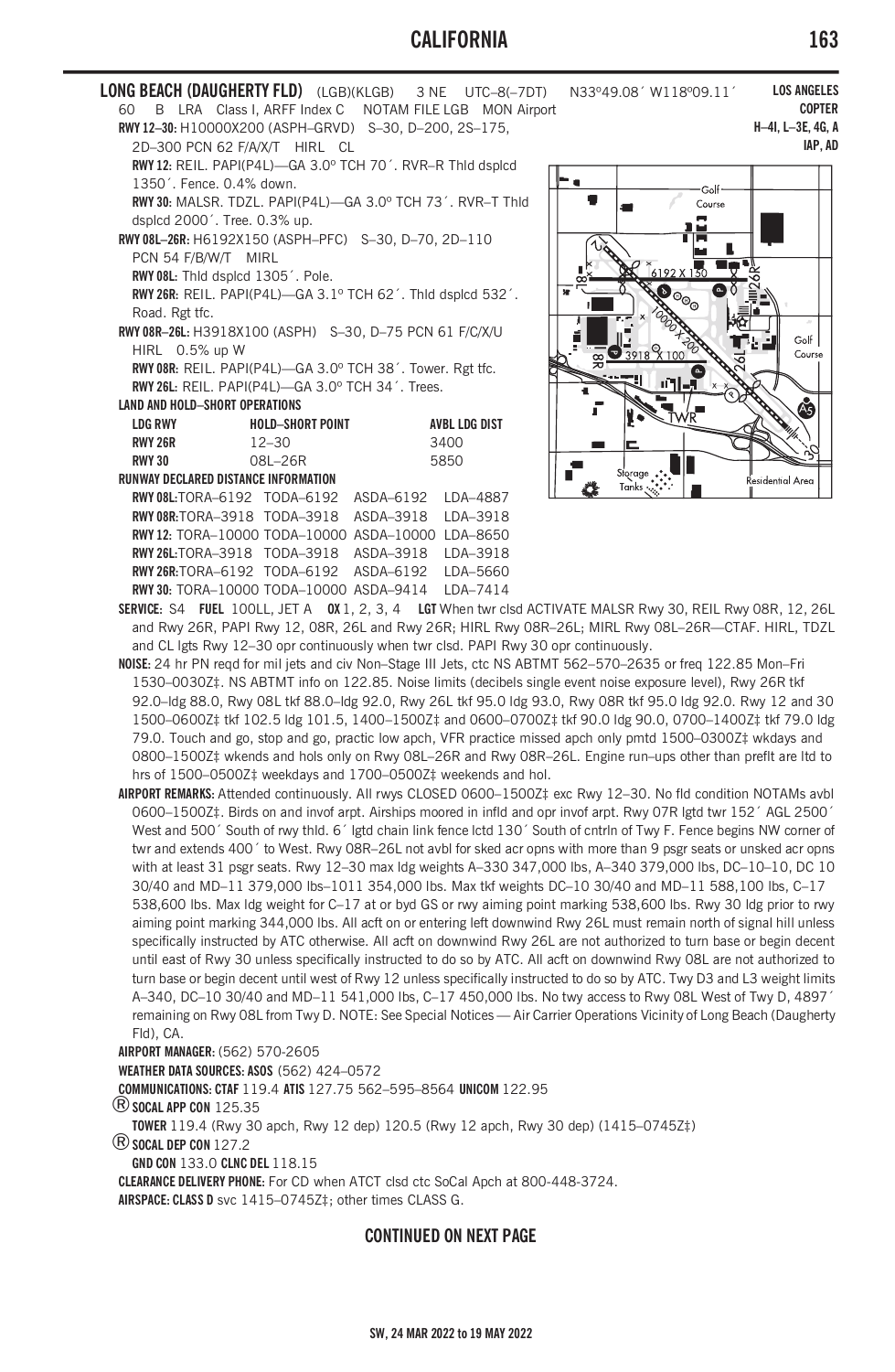## LONG BEACH (DAUGHERTY FLD) (LGB)(KLGB) 3 NE UTC–8(–7DT) N33°49.08´ W118°09.11´

**LOS ANGELES**
**COPTER**
**H–4I, L–3E, 4G, A**
**IAP, AD**

60 B LRA Class I, ARFF Index C NOTAM FILE LGB MON Airport

**RWY 12–30:** H10000X200 (ASPH–GRVD) S–30, D–200, 2S–175, 2D–300 PCN 62 F/A/X/T HIRL CL

**RWY 12:** REIL. PAPI(P4L)—GA 3.0° TCH 70´. RVR–R Thld dsplcd 1350´. Fence. 0.4% down.

**RWY 30:** MALSR. TDZL. PAPI(P4L)—GA 3.0° TCH 73´. RVR–T Thld dsplcd 2000´. Tree. 0.3% up.

**RWY 08L–26R:** H6192X150 (ASPH–PFC) S–30, D–70, 2D–110 PCN 54 F/B/W/T MIRL

**RWY 08L:** Thld dsplcd 1305´. Pole.

**RWY 26R:** REIL. PAPI(P4L)—GA 3.1° TCH 62´. Thld dsplcd 532´. Road. Rgt tfc.

**RWY 08R–26L:** H3918X100 (ASPH) S–30, D–75 PCN 61 F/C/X/U HIRL 0.5% up W

**RWY 08R:** REIL. PAPI(P4L)—GA 3.0° TCH 38´. Tower. Rgt tfc.

**RWY 26L:** REIL. PAPI(P4L)—GA 3.0° TCH 34´. Trees.

**LAND AND HOLD–SHORT OPERATIONS**

| LDG RWY | HOLD–SHORT POINT | AVBL LDG DIST |
|---|---|---|
| RWY 26R | 12–30 | 3400 |
| RWY 30 | 08L–26R | 5850 |

**RUNWAY DECLARED DISTANCE INFORMATION**

| RWY | TORA | TODA | ASDA | LDA |
|---|---|---|---|---|
| RWY 08L | TORA–6192 | TODA–6192 | ASDA–6192 | LDA–4887 |
| RWY 08R | TORA–3918 | TODA–3918 | ASDA–3918 | LDA–3918 |
| RWY 12 | TORA–10000 | TODA–10000 | ASDA–10000 | LDA–8650 |
| RWY 26L | TORA–3918 | TODA–3918 | ASDA–3918 | LDA–3918 |
| RWY 26R | TORA–6192 | TODA–6192 | ASDA–6192 | LDA–5660 |
| RWY 30 | TORA–10000 | TODA–10000 | ASDA–9414 | LDA–7414 |

**SERVICE:** S4 **FUEL** 100LL, JET A **OX** 1, 2, 3, 4 **LGT** When twr clsd ACTIVATE MALSR Rwy 30, REIL Rwy 08R, 12, 26L and Rwy 26R, PAPI Rwy 12, 08R, 26L and Rwy 26R; HIRL Rwy 08R–26L; MIRL Rwy 08L–26R—CTAF. HIRL, TDZL and CL lgts Rwy 12–30 opr continuously when twr clsd. PAPI Rwy 30 opr continuously.

**NOISE:** 24 hr PN reqd for mil jets and civ Non–Stage III Jets, ctc NS ABTMT 562–570–2635 or freq 122.85 Mon–Fri 1530–0030Z‡. NS ABTMT info on 122.85. Noise limits (decibels single event noise exposure level), Rwy 26R tkf 92.0–ldg 88.0, Rwy 08L tkf 88.0–ldg 92.0, Rwy 26L tkf 95.0 ldg 93.0, Rwy 08R tkf 95.0 ldg 92.0. Rwy 12 and 30 1500–0600Z‡ tkf 102.5 ldg 101.5, 1400–1500Z‡ and 0600–0700Z‡ tkf 90.0 ldg 90.0, 0700–1400Z‡ tkf 79.0 ldg 79.0. Touch and go, stop and go, practic low apch, VFR practice missed apch only pmtd 1500–0300Z‡ wkdays and 0800–1500Z‡ wkends and hols only on Rwy 08L–26R and Rwy 08R–26L. Engine run–ups other than preflt are ltd to hrs of 1500–0500Z‡ weekdays and 1700–0500Z‡ weekends and hol.

**AIRPORT REMARKS:** Attended continuously. All rwys CLOSED 0600–1500Z‡ exc Rwy 12–30. No fld condition NOTAMs avbl 0600–1500Z‡. Birds on and invof arpt. Airships moored in infld and opr invof arpt. Rwy 07R lgtd twr 152´ AGL 2500´ West and 500´ South of rwy thld. 6´ lgtd chain link fence lctd 130´ South of cntrln of Twy F. Fence begins NW corner of twr and extends 400´ to West. Rwy 08R–26L not avbl for sked acr opns with more than 9 psgr seats or unsked acr opns with at least 31 psgr seats. Rwy 12–30 max ldg weights A–330 347,000 lbs, A–340 379,000 lbs, DC–10–10, DC 10 30/40 and MD–11 379,000 lbs–1011 354,000 lbs. Max tkf weights DC–10 30/40 and MD–11 588,100 lbs, C–17 538,600 lbs. Max ldg weight for C–17 at or byd GS or rwy aiming point marking 538,600 lbs. Rwy 30 ldg prior to rwy aiming point marking 344,000 lbs. All acft on or entering left downwind Rwy 26L must remain north of signal hill unless specifically instructed by ATC otherwise. All acft on downwind Rwy 26L are not authorized to turn base or begin decent until east of Rwy 30 unless specifically instructed to do so by ATC. All acft on downwind Rwy 08L are not authorized to turn base or begin decent until west of Rwy 12 unless specifically instructed to do so by ATC. Twy D3 and L3 weight limits A–340, DC–10 30/40 and MD–11 541,000 lbs, C–17 450,000 lbs. No twy access to Rwy 08L West of Twy D, 4897´ remaining on Rwy 08L from Twy D. NOTE: See Special Notices — Air Carrier Operations Vicinity of Long Beach (Daugherty Fld), CA.

**AIRPORT MANAGER:** (562) 570-2605

**WEATHER DATA SOURCES: ASOS** (562) 424–0572

**COMMUNICATIONS: CTAF** 119.4 **ATIS** 127.75 562–595–8564 **UNICOM** 122.95

Ⓡ **SOCAL APP CON** 125.35

**TOWER** 119.4 (Rwy 30 apch, Rwy 12 dep) 120.5 (Rwy 12 apch, Rwy 30 dep) (1415–0745Z‡)

Ⓡ **SOCAL DEP CON** 127.2

**GND CON** 133.0 **CLNC DEL** 118.15

**CLEARANCE DELIVERY PHONE:** For CD when ATCT clsd ctc SoCal Apch at 800-448-3724.

**AIRSPACE: CLASS D** svc 1415–0745Z‡; other times CLASS G.

**CONTINUED ON NEXT PAGE**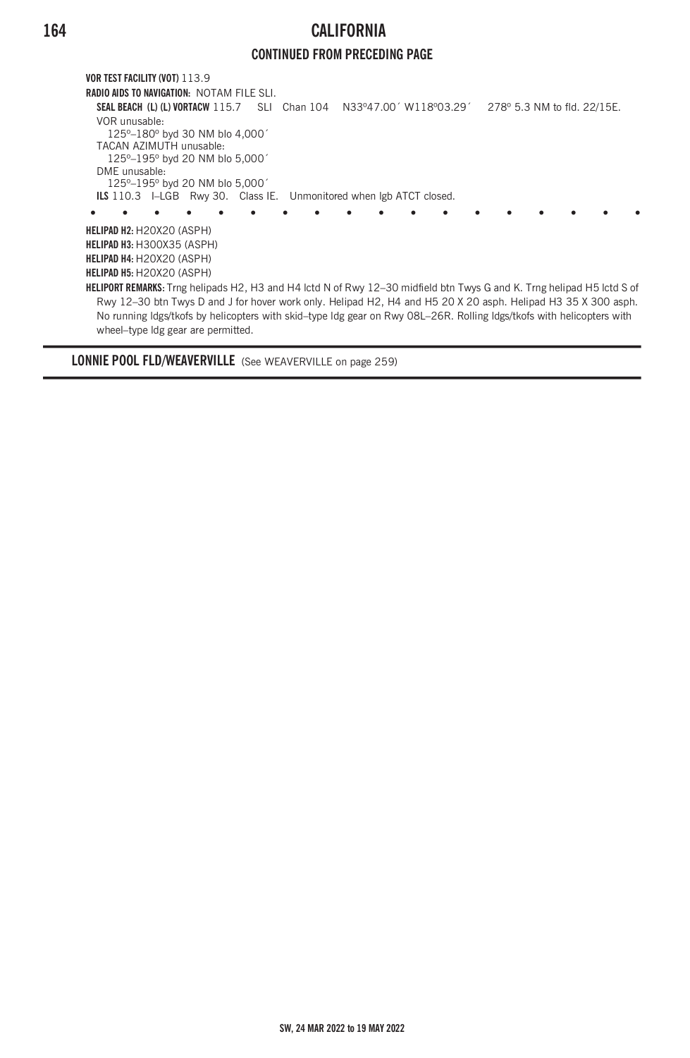## CONTINUED FROM PRECEDING PAGE

**VOR TEST FACILITY (VOT)** 113.9

**RADIO AIDS TO NAVIGATION:** NOTAM FILE SLI.

**SEAL BEACH (L) (L) VORTACW** 115.7 SLI Chan 104 N33°47.00´ W118°03.29´ 278° 5.3 NM to fld. 22/15E.

VOR unusable:

125°–180° byd 30 NM blo 4,000´

TACAN AZIMUTH unusable:

125°–195° byd 20 NM blo 5,000´

DME unusable:

125°–195° byd 20 NM blo 5,000´

**ILS** 110.3 I–LGB Rwy 30. Class IE. Unmonitored when lgb ATCT closed.

• • • • • • • • • • • • • • • • • •

**HELIPAD H2:** H20X20 (ASPH)

**HELIPAD H3:** H300X35 (ASPH)

**HELIPAD H4:** H20X20 (ASPH)

**HELIPAD H5:** H20X20 (ASPH)

**HELIPORT REMARKS:** Trng helipads H2, H3 and H4 lctd N of Rwy 12–30 midfield btn Twys G and K. Trng helipad H5 lctd S of Rwy 12–30 btn Twys D and J for hover work only. Helipad H2, H4 and H5 20 X 20 asph. Helipad H3 35 X 300 asph. No running ldgs/tkofs by helicopters with skid–type ldg gear on Rwy 08L–26R. Rolling ldgs/tkofs with helicopters with wheel–type ldg gear are permitted.

---

**LONNIE POOL FLD/WEAVERVILLE** (See WEAVERVILLE on page 259)